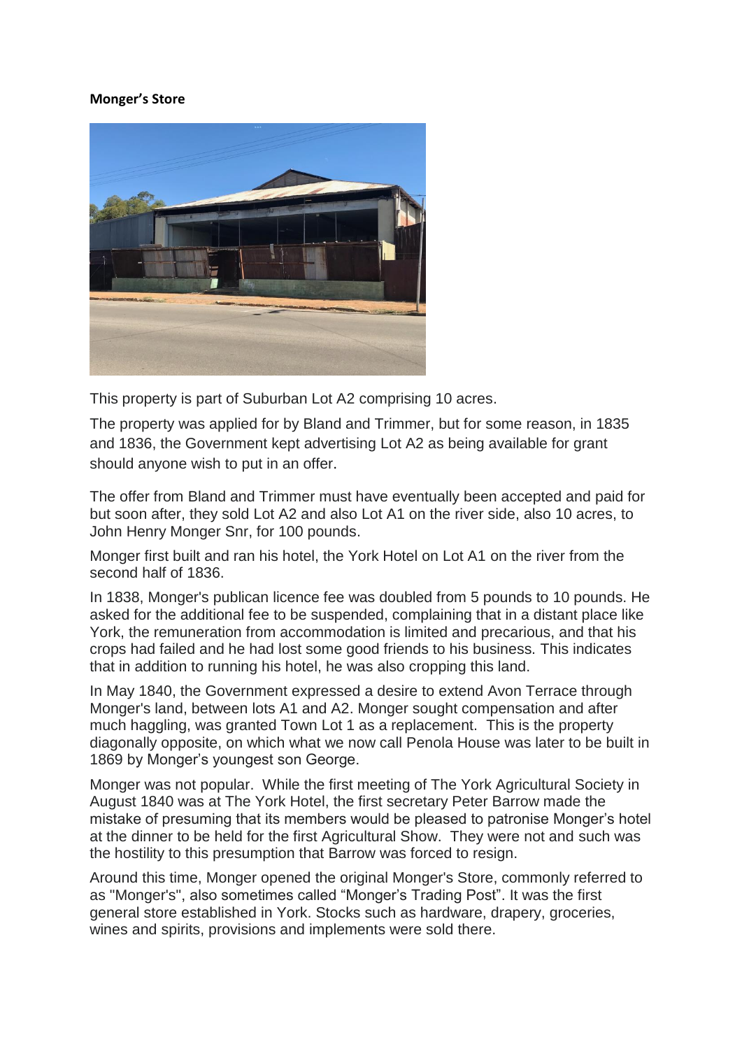**Monger's Store**

This property is part of Suburban Lot A2 comprising 10 acres.

The property was applied for by Bland and Trimmer, but for some reason, in 1835 and 1836, the Government kept advertising Lot A2 as being available for grant should anyone wish to put in an offer.

The offer from Bland and Trimmer must have eventually been accepted and paid for but soon after, they sold Lot A2 and also Lot A1 on the river side, also 10 acres, to John Henry Monger Snr, for 100 pounds.

Monger first built and ran his hotel, the York Hotel on Lot A1 on the river from the second half of 1836.

In 1838, Monger's publican licence fee was doubled from 5 pounds to 10 pounds. He asked for the additional fee to be suspended, complaining that in a distant place like York, the remuneration from accommodation is limited and precarious, and that his crops had failed and he had lost some good friends to his business. This indicates that in addition to running his hotel, he was also cropping this land.

In May 1840, the Government expressed a desire to extend Avon Terrace through Monger's land, between lots A1 and A2. Monger sought compensation and after much haggling, was granted Town Lot 1 as a replacement. This is the property diagonally opposite, on which what we now call Penola House was later to be built in 1869 by Monger's youngest son George.

Monger was not popular. While the first meeting of The York Agricultural Society in August 1840 was at The York Hotel, the first secretary Peter Barrow made the mistake of presuming that its members would be pleased to patronise Monger's hotel at the dinner to be held for the first Agricultural Show. They were not and such was the hostility to this presumption that Barrow was forced to resign.

Around this time, Monger opened the original Monger's Store, commonly referred to as "Monger's", also sometimes called "Monger's Trading Post". It was the first general store established in York. Stocks such as hardware, drapery, groceries, wines and spirits, provisions and implements were sold there.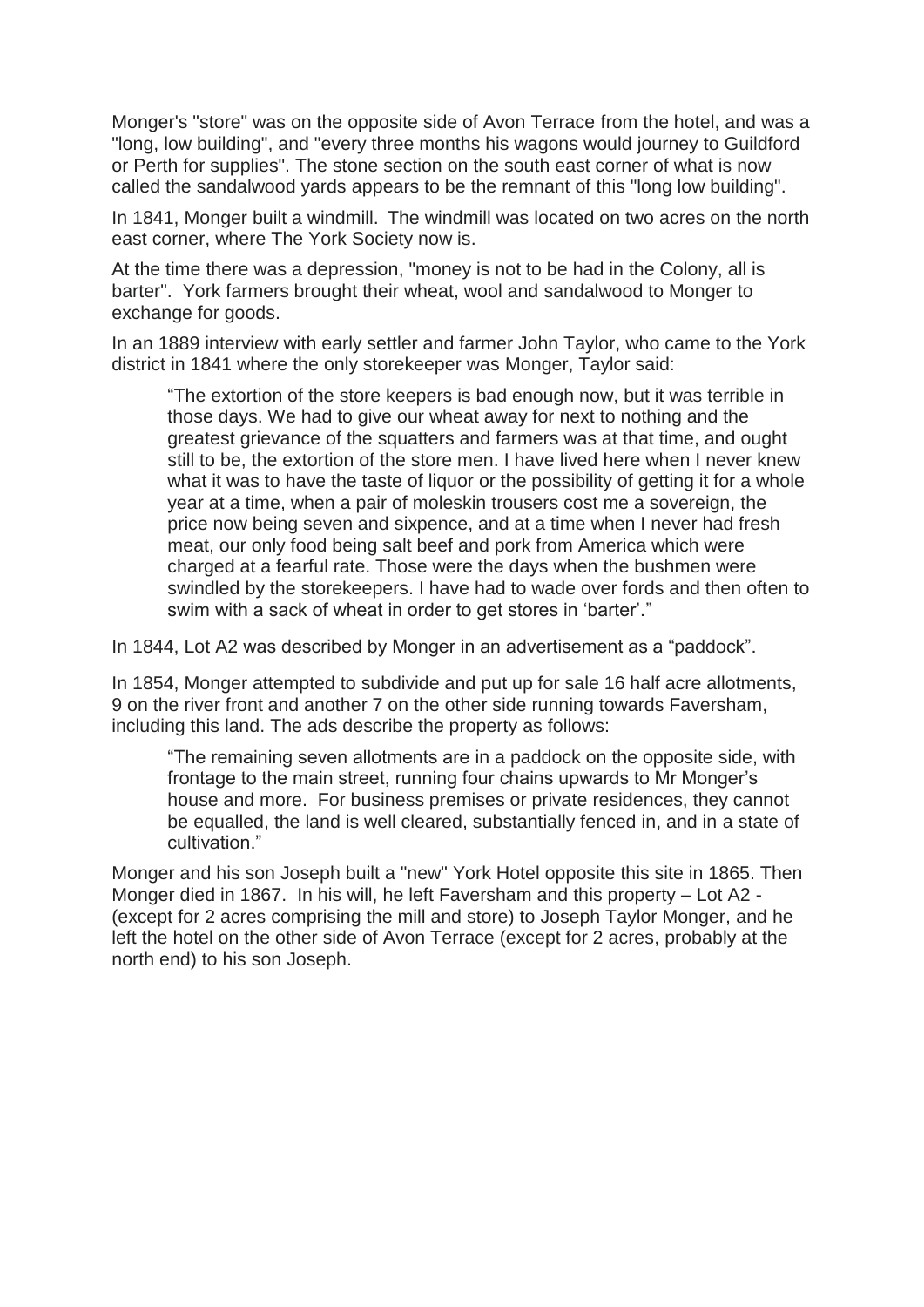Monger's "store" was on the opposite side of Avon Terrace from the hotel, and was a "long, low building", and "every three months his wagons would journey to Guildford or Perth for supplies". The stone section on the south east corner of what is now called the sandalwood yards appears to be the remnant of this "long low building".

In 1841, Monger built a windmill. The windmill was located on two acres on the north east corner, where The York Society now is.

At the time there was a depression, "money is not to be had in the Colony, all is barter". York farmers brought their wheat, wool and sandalwood to Monger to exchange for goods.

In an 1889 interview with early settler and farmer John Taylor, who came to the York district in 1841 where the only storekeeper was Monger, Taylor said:

> "The extortion of the store keepers is bad enough now, but it was terrible in those days. We had to give our wheat away for next to nothing and the greatest grievance of the squatters and farmers was at that time, and ought still to be, the extortion of the store men. I have lived here when I never knew what it was to have the taste of liquor or the possibility of getting it for a whole year at a time, when a pair of moleskin trousers cost me a sovereign, the price now being seven and sixpence, and at a time when I never had fresh meat, our only food being salt beef and pork from America which were charged at a fearful rate. Those were the days when the bushmen were swindled by the storekeepers. I have had to wade over fords and then often to swim with a sack of wheat in order to get stores in 'barter'."

In 1844, Lot A2 was described by Monger in an advertisement as a "paddock".

In 1854, Monger attempted to subdivide and put up for sale 16 half acre allotments, 9 on the river front and another 7 on the other side running towards Faversham, including this land. The ads describe the property as follows:

> "The remaining seven allotments are in a paddock on the opposite side, with frontage to the main street, running four chains upwards to Mr Monger's house and more. For business premises or private residences, they cannot be equalled, the land is well cleared, substantially fenced in, and in a state of cultivation."

Monger and his son Joseph built a "new" York Hotel opposite this site in 1865. Then Monger died in 1867. In his will, he left Faversham and this property – Lot A2 - (except for 2 acres comprising the mill and store) to Joseph Taylor Monger, and he left the hotel on the other side of Avon Terrace (except for 2 acres, probably at the north end) to his son Joseph.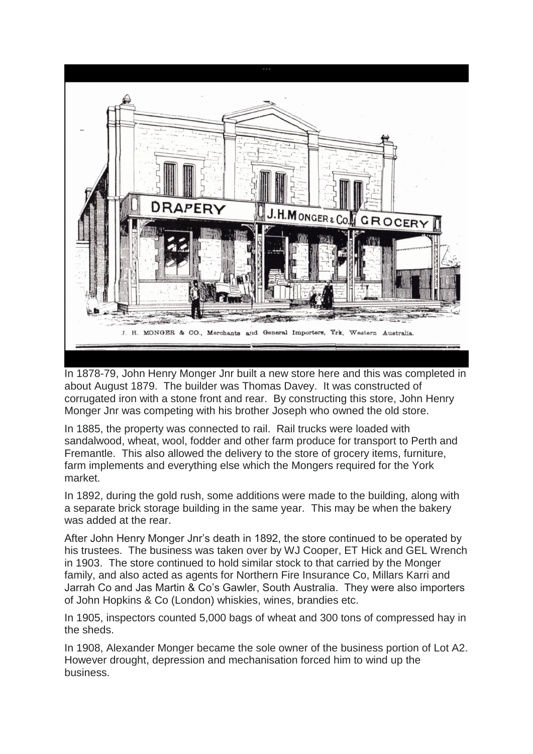J. H. MONGER & CO., Merchants and General Importers, Yrk, Western Australia.

In 1878-79, John Henry Monger Jnr built a new store here and this was completed in about August 1879. The builder was Thomas Davey. It was constructed of corrugated iron with a stone front and rear. By constructing this store, John Henry Monger Jnr was competing with his brother Joseph who owned the old store.

In 1885, the property was connected to rail. Rail trucks were loaded with sandalwood, wheat, wool, fodder and other farm produce for transport to Perth and Fremantle. This also allowed the delivery to the store of grocery items, furniture, farm implements and everything else which the Mongers required for the York market.

In 1892, during the gold rush, some additions were made to the building, along with a separate brick storage building in the same year. This may be when the bakery was added at the rear.

After John Henry Monger Jnr's death in 1892, the store continued to be operated by his trustees. The business was taken over by WJ Cooper, ET Hick and GEL Wrench in 1903. The store continued to hold similar stock to that carried by the Monger family, and also acted as agents for Northern Fire Insurance Co, Millars Karri and Jarrah Co and Jas Martin & Co's Gawler, South Australia. They were also importers of John Hopkins & Co (London) whiskies, wines, brandies etc.

In 1905, inspectors counted 5,000 bags of wheat and 300 tons of compressed hay in the sheds.

In 1908, Alexander Monger became the sole owner of the business portion of Lot A2. However drought, depression and mechanisation forced him to wind up the business.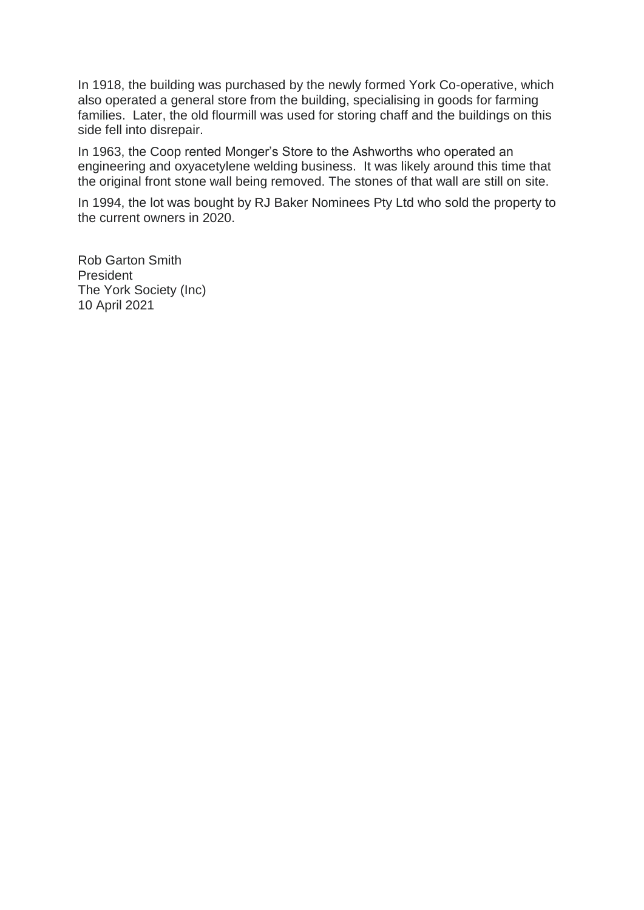In 1918, the building was purchased by the newly formed York Co-operative, which also operated a general store from the building, specialising in goods for farming families. Later, the old flourmill was used for storing chaff and the buildings on this side fell into disrepair.

In 1963, the Coop rented Monger's Store to the Ashworths who operated an engineering and oxyacetylene welding business. It was likely around this time that the original front stone wall being removed. The stones of that wall are still on site.

In 1994, the lot was bought by RJ Baker Nominees Pty Ltd who sold the property to the current owners in 2020.

Rob Garton Smith
President
The York Society (Inc)
10 April 2021